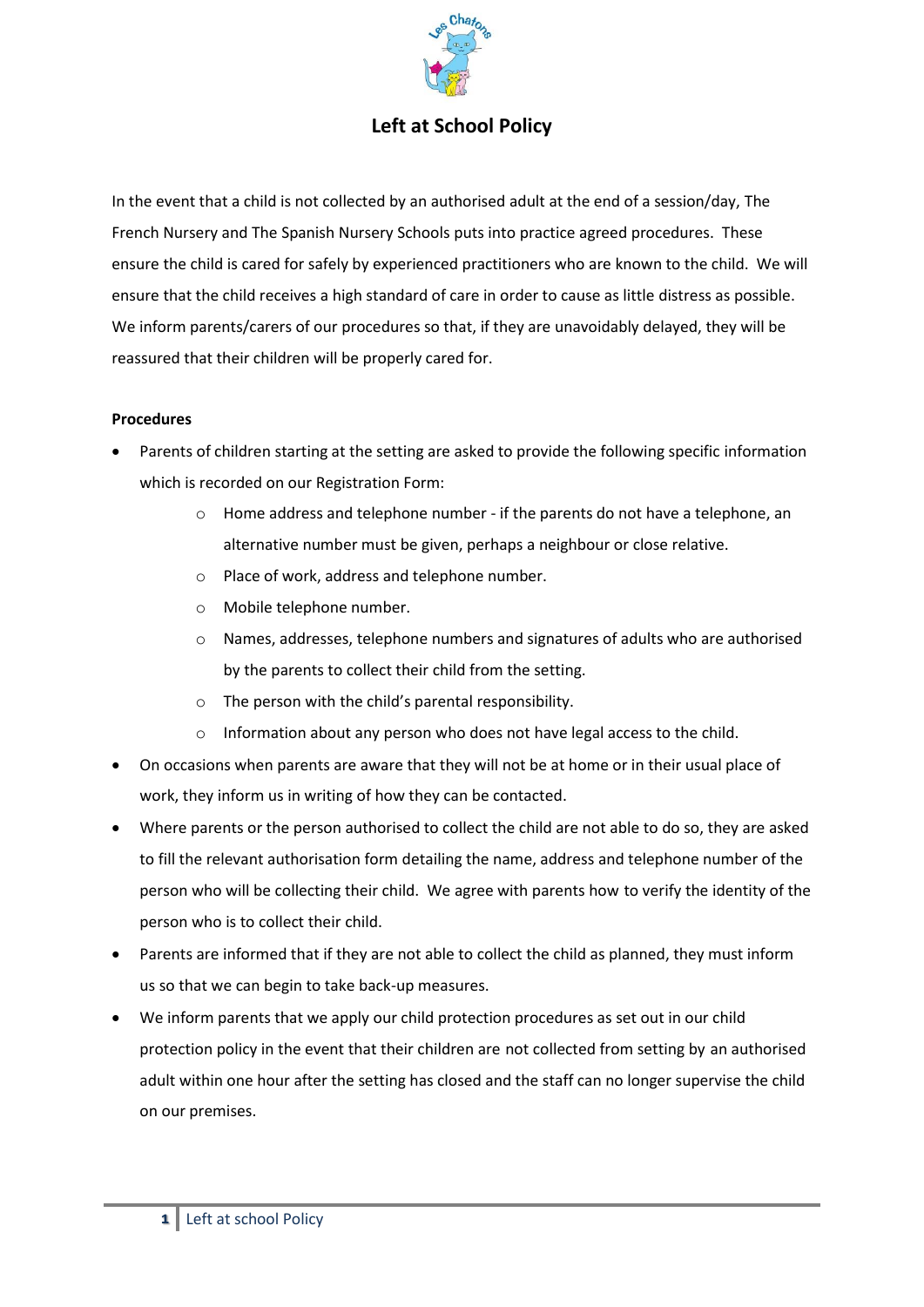# Left at School Policy

In the event that a child is not collected by an authorised adult at the end of a session/day, The French Nursery and The Spanish Nursery Schools puts into practice agreed procedures. These ensure the child is cared for safely by experienced practitioners who are known to the child. We will ensure that the child receives a high standard of care in order to cause as little distress as possible. We inform parents/carers of our procedures so that, if they are unavoidably delayed, they will be reassured that their children will be properly cared for.

**Procedures**

- Parents of children starting at the setting are asked to provide the following specific information which is recorded on our Registration Form:
  - Home address and telephone number - if the parents do not have a telephone, an alternative number must be given, perhaps a neighbour or close relative.
  - Place of work, address and telephone number.
  - Mobile telephone number.
  - Names, addresses, telephone numbers and signatures of adults who are authorised by the parents to collect their child from the setting.
  - The person with the child's parental responsibility.
  - Information about any person who does not have legal access to the child.
- On occasions when parents are aware that they will not be at home or in their usual place of work, they inform us in writing of how they can be contacted.
- Where parents or the person authorised to collect the child are not able to do so, they are asked to fill the relevant authorisation form detailing the name, address and telephone number of the person who will be collecting their child. We agree with parents how to verify the identity of the person who is to collect their child.
- Parents are informed that if they are not able to collect the child as planned, they must inform us so that we can begin to take back-up measures.
- We inform parents that we apply our child protection procedures as set out in our child protection policy in the event that their children are not collected from setting by an authorised adult within one hour after the setting has closed and the staff can no longer supervise the child on our premises.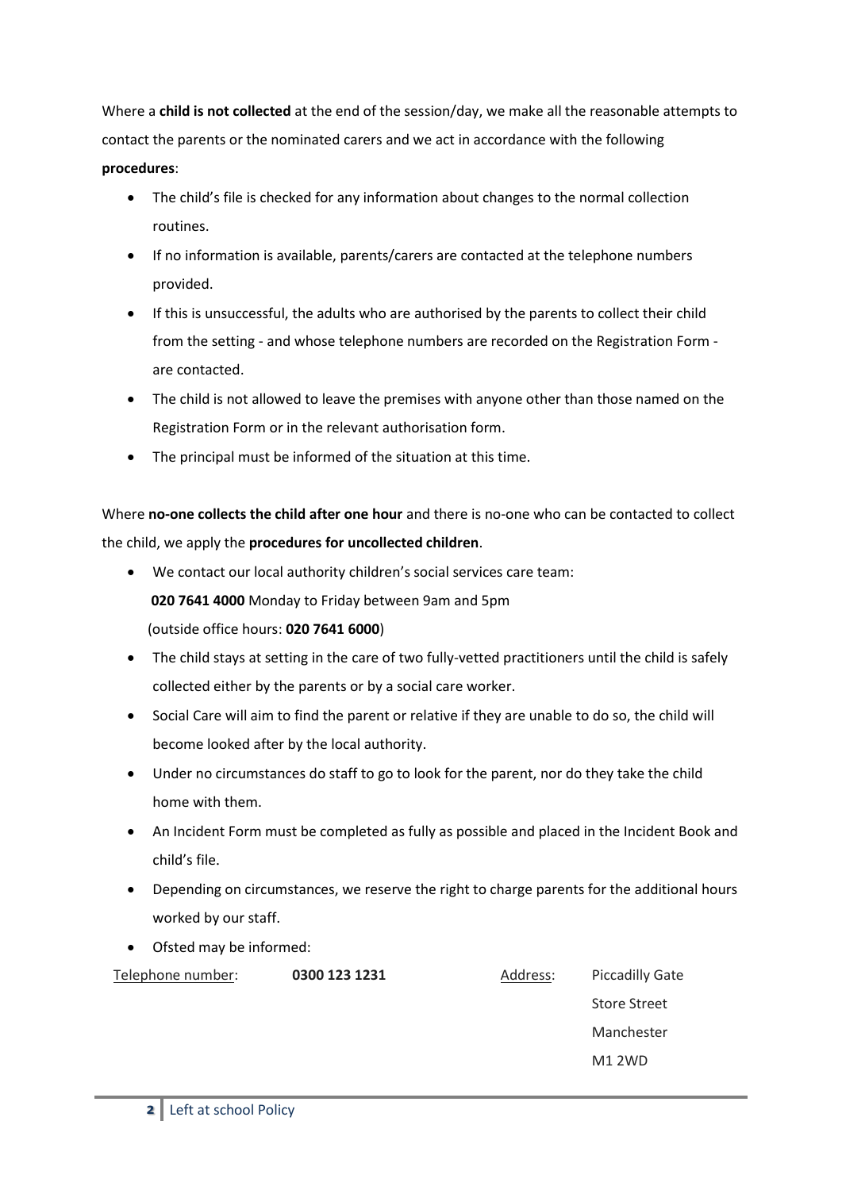Where a **child is not collected** at the end of the session/day, we make all the reasonable attempts to contact the parents or the nominated carers and we act in accordance with the following **procedures**:

- The child's file is checked for any information about changes to the normal collection routines.
- If no information is available, parents/carers are contacted at the telephone numbers provided.
- If this is unsuccessful, the adults who are authorised by the parents to collect their child from the setting - and whose telephone numbers are recorded on the Registration Form - are contacted.
- The child is not allowed to leave the premises with anyone other than those named on the Registration Form or in the relevant authorisation form.
- The principal must be informed of the situation at this time.

Where **no-one collects the child after one hour** and there is no-one who can be contacted to collect the child, we apply the **procedures for uncollected children**.

- We contact our local authority children's social services care team:
  **020 7641 4000** Monday to Friday between 9am and 5pm
  (outside office hours: **020 7641 6000**)
- The child stays at setting in the care of two fully-vetted practitioners until the child is safely collected either by the parents or by a social care worker.
- Social Care will aim to find the parent or relative if they are unable to do so, the child will become looked after by the local authority.
- Under no circumstances do staff to go to look for the parent, nor do they take the child home with them.
- An Incident Form must be completed as fully as possible and placed in the Incident Book and child's file.
- Depending on circumstances, we reserve the right to charge parents for the additional hours worked by our staff.
- Ofsted may be informed:

Telephone number: **0300 123 1231**

Address: Piccadilly Gate
Store Street
Manchester
M1 2WD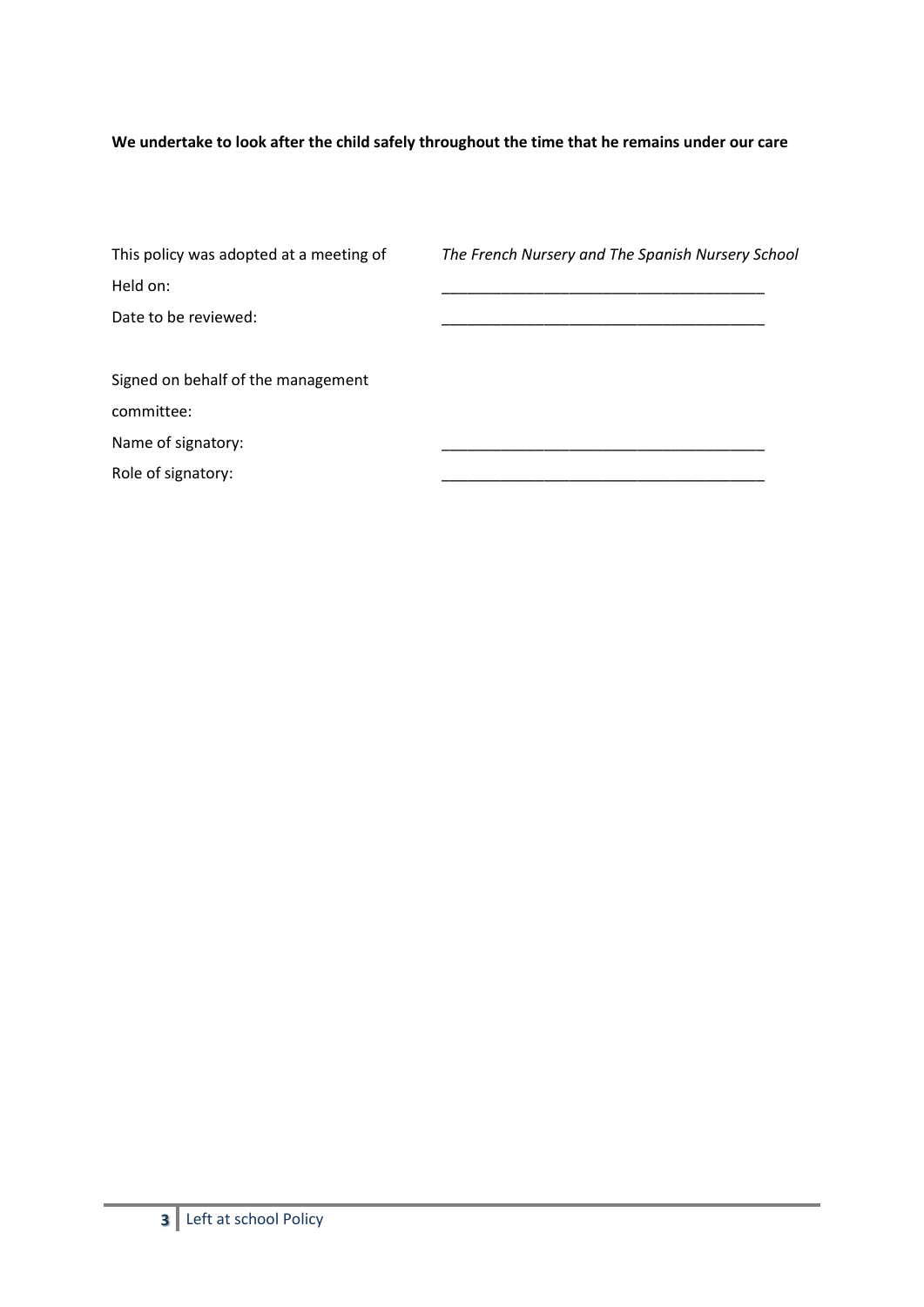**We undertake to look after the child safely throughout the time that he remains under our care**

| | |
|---|---|
| This policy was adopted at a meeting of | *The French Nursery and The Spanish Nursery School* |
| Held on: | _______________________________________ |
| Date to be reviewed: | _______________________________________ |
| | |
| Signed on behalf of the management committee: | |
| Name of signatory: | _______________________________________ |
| Role of signatory: | _______________________________________ |